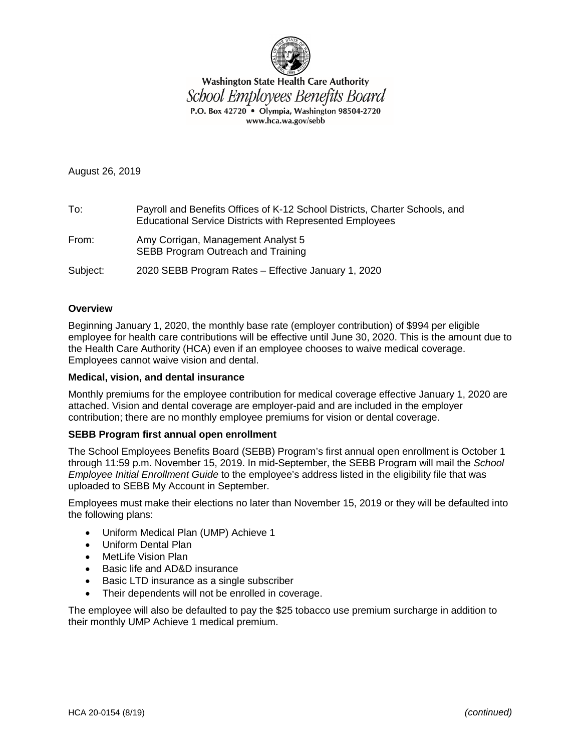Washington State Health Care Authority
*School Employees Benefits Board*
P.O. Box 42720 • Olympia, Washington 98504-2720
www.hca.wa.gov/sebb

August 26, 2019

To: Payroll and Benefits Offices of K-12 School Districts, Charter Schools, and Educational Service Districts with Represented Employees

From: Amy Corrigan, Management Analyst 5
SEBB Program Outreach and Training

Subject: 2020 SEBB Program Rates – Effective January 1, 2020

**Overview**

Beginning January 1, 2020, the monthly base rate (employer contribution) of $994 per eligible employee for health care contributions will be effective until June 30, 2020. This is the amount due to the Health Care Authority (HCA) even if an employee chooses to waive medical coverage. Employees cannot waive vision and dental.

**Medical, vision, and dental insurance**

Monthly premiums for the employee contribution for medical coverage effective January 1, 2020 are attached. Vision and dental coverage are employer-paid and are included in the employer contribution; there are no monthly employee premiums for vision or dental coverage.

**SEBB Program first annual open enrollment**

The School Employees Benefits Board (SEBB) Program's first annual open enrollment is October 1 through 11:59 p.m. November 15, 2019. In mid-September, the SEBB Program will mail the *School Employee Initial Enrollment Guide* to the employee's address listed in the eligibility file that was uploaded to SEBB My Account in September.

Employees must make their elections no later than November 15, 2019 or they will be defaulted into the following plans:

- Uniform Medical Plan (UMP) Achieve 1
- Uniform Dental Plan
- MetLife Vision Plan
- Basic life and AD&D insurance
- Basic LTD insurance as a single subscriber
- Their dependents will not be enrolled in coverage.

The employee will also be defaulted to pay the $25 tobacco use premium surcharge in addition to their monthly UMP Achieve 1 medical premium.

HCA 20-0154 (8/19) *(continued)*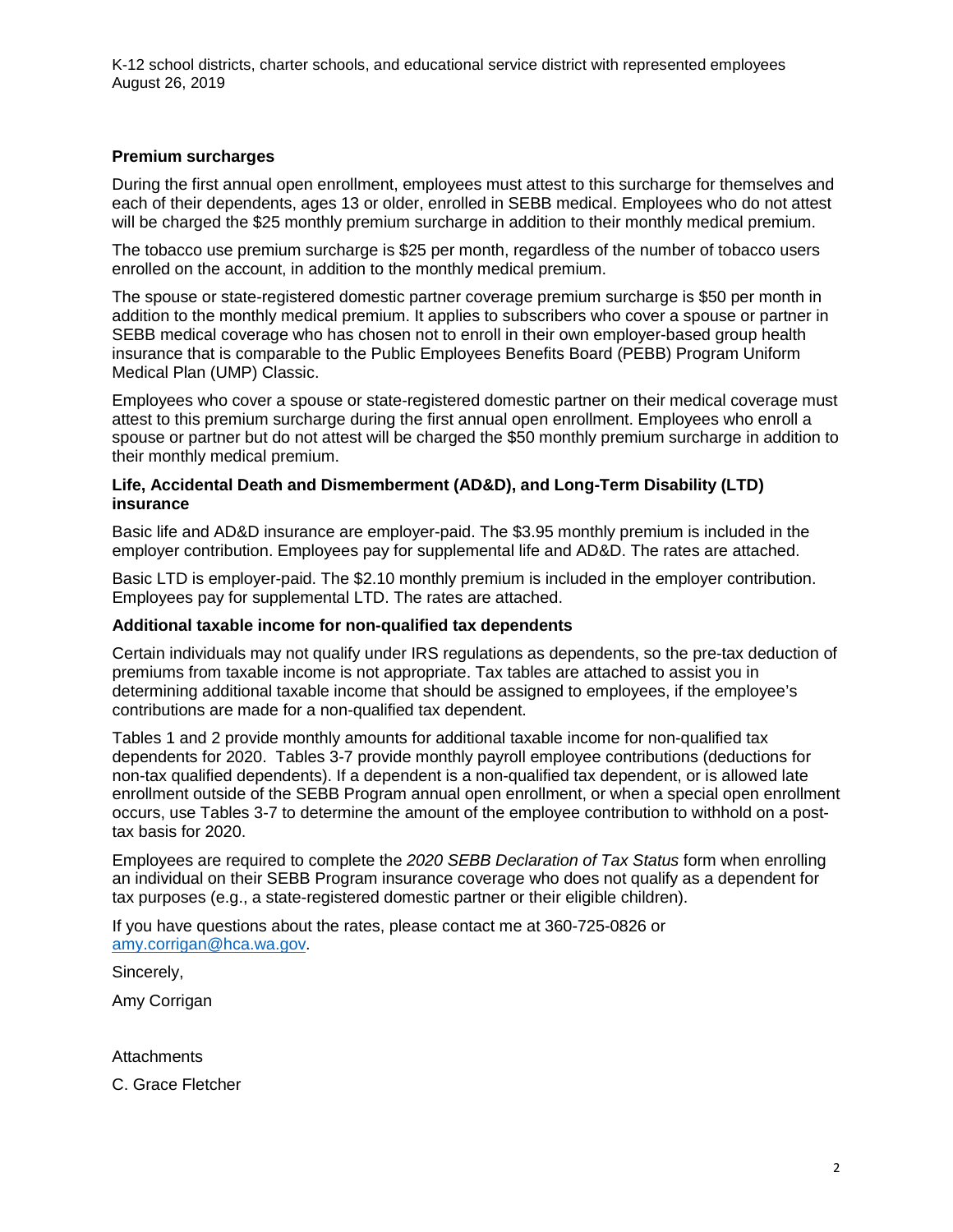### Premium surcharges

During the first annual open enrollment, employees must attest to this surcharge for themselves and each of their dependents, ages 13 or older, enrolled in SEBB medical. Employees who do not attest will be charged the $25 monthly premium surcharge in addition to their monthly medical premium.

The tobacco use premium surcharge is $25 per month, regardless of the number of tobacco users enrolled on the account, in addition to the monthly medical premium.

The spouse or state-registered domestic partner coverage premium surcharge is $50 per month in addition to the monthly medical premium. It applies to subscribers who cover a spouse or partner in SEBB medical coverage who has chosen not to enroll in their own employer-based group health insurance that is comparable to the Public Employees Benefits Board (PEBB) Program Uniform Medical Plan (UMP) Classic.

Employees who cover a spouse or state-registered domestic partner on their medical coverage must attest to this premium surcharge during the first annual open enrollment. Employees who enroll a spouse or partner but do not attest will be charged the $50 monthly premium surcharge in addition to their monthly medical premium.

### Life, Accidental Death and Dismemberment (AD&D), and Long-Term Disability (LTD) insurance

Basic life and AD&D insurance are employer-paid. The $3.95 monthly premium is included in the employer contribution. Employees pay for supplemental life and AD&D. The rates are attached.

Basic LTD is employer-paid. The $2.10 monthly premium is included in the employer contribution. Employees pay for supplemental LTD. The rates are attached.

### Additional taxable income for non-qualified tax dependents

Certain individuals may not qualify under IRS regulations as dependents, so the pre-tax deduction of premiums from taxable income is not appropriate. Tax tables are attached to assist you in determining additional taxable income that should be assigned to employees, if the employee's contributions are made for a non-qualified tax dependent.

Tables 1 and 2 provide monthly amounts for additional taxable income for non-qualified tax dependents for 2020. Tables 3-7 provide monthly payroll employee contributions (deductions for non-tax qualified dependents). If a dependent is a non-qualified tax dependent, or is allowed late enrollment outside of the SEBB Program annual open enrollment, or when a special open enrollment occurs, use Tables 3-7 to determine the amount of the employee contribution to withhold on a post-tax basis for 2020.

Employees are required to complete the *2020 SEBB Declaration of Tax Status* form when enrolling an individual on their SEBB Program insurance coverage who does not qualify as a dependent for tax purposes (e.g., a state-registered domestic partner or their eligible children).

If you have questions about the rates, please contact me at 360-725-0826 or amy.corrigan@hca.wa.gov.

Sincerely,

Amy Corrigan

Attachments

C. Grace Fletcher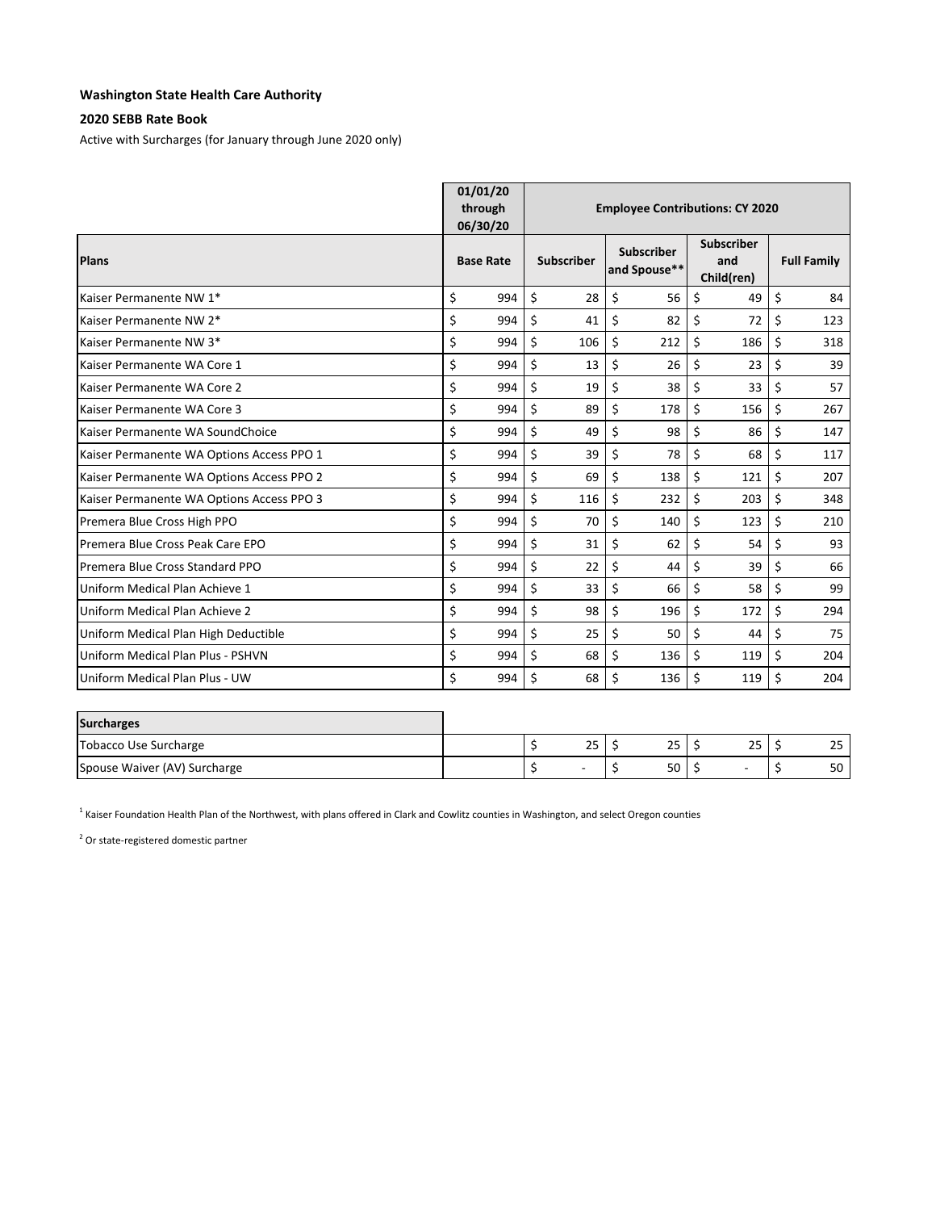**Washington State Health Care Authority**

**2020 SEBB Rate Book**

Active with Surcharges (for January through June 2020 only)

| | 01/01/20 through 06/30/20 | Employee Contributions: CY 2020 | | | |
|---|---|---|---|---|---|
| **Plans** | **Base Rate** | **Subscriber** | **Subscriber and Spouse**** | **Subscriber and Child(ren)** | **Full Family** |
| Kaiser Permanente NW 1* | $ 994 | $ 28 | $ 56 | $ 49 | $ 84 |
| Kaiser Permanente NW 2* | $ 994 | $ 41 | $ 82 | $ 72 | $ 123 |
| Kaiser Permanente NW 3* | $ 994 | $ 106 | $ 212 | $ 186 | $ 318 |
| Kaiser Permanente WA Core 1 | $ 994 | $ 13 | $ 26 | $ 23 | $ 39 |
| Kaiser Permanente WA Core 2 | $ 994 | $ 19 | $ 38 | $ 33 | $ 57 |
| Kaiser Permanente WA Core 3 | $ 994 | $ 89 | $ 178 | $ 156 | $ 267 |
| Kaiser Permanente WA SoundChoice | $ 994 | $ 49 | $ 98 | $ 86 | $ 147 |
| Kaiser Permanente WA Options Access PPO 1 | $ 994 | $ 39 | $ 78 | $ 68 | $ 117 |
| Kaiser Permanente WA Options Access PPO 2 | $ 994 | $ 69 | $ 138 | $ 121 | $ 207 |
| Kaiser Permanente WA Options Access PPO 3 | $ 994 | $ 116 | $ 232 | $ 203 | $ 348 |
| Premera Blue Cross High PPO | $ 994 | $ 70 | $ 140 | $ 123 | $ 210 |
| Premera Blue Cross Peak Care EPO | $ 994 | $ 31 | $ 62 | $ 54 | $ 93 |
| Premera Blue Cross Standard PPO | $ 994 | $ 22 | $ 44 | $ 39 | $ 66 |
| Uniform Medical Plan Achieve 1 | $ 994 | $ 33 | $ 66 | $ 58 | $ 99 |
| Uniform Medical Plan Achieve 2 | $ 994 | $ 98 | $ 196 | $ 172 | $ 294 |
| Uniform Medical Plan High Deductible | $ 994 | $ 25 | $ 50 | $ 44 | $ 75 |
| Uniform Medical Plan Plus - PSHVN | $ 994 | $ 68 | $ 136 | $ 119 | $ 204 |
| Uniform Medical Plan Plus - UW | $ 994 | $ 68 | $ 136 | $ 119 | $ 204 |

| **Surcharges** | | | | | |
|---|---|---|---|---|---|
| Tobacco Use Surcharge | | $ 25 | $ 25 | $ 25 | $ 25 |
| Spouse Waiver (AV) Surcharge | | $ - | $ 50 | $ - | $ 50 |

[1] Kaiser Foundation Health Plan of the Northwest, with plans offered in Clark and Cowlitz counties in Washington, and select Oregon counties

[2] Or state-registered domestic partner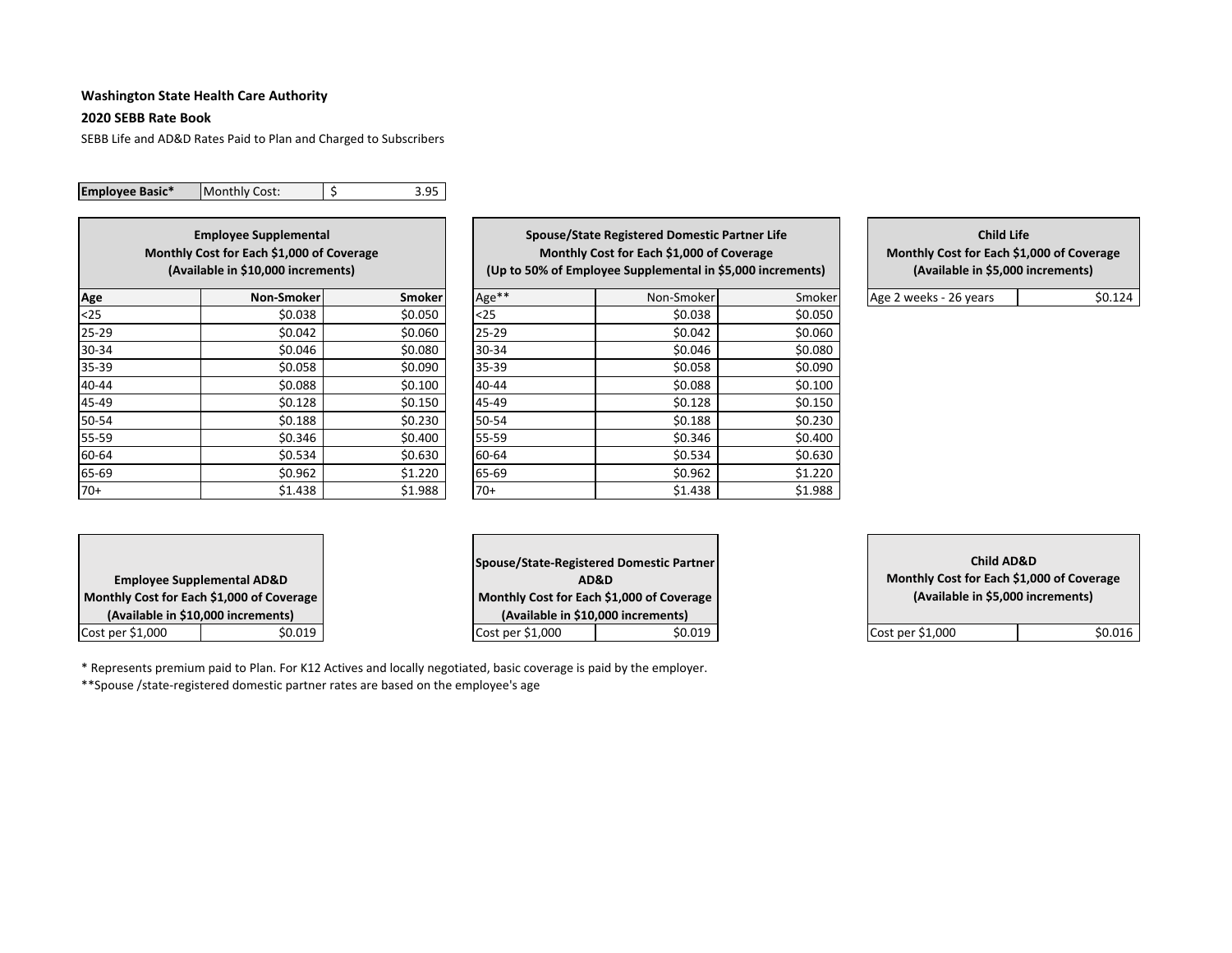**Washington State Health Care Authority**

**2020 SEBB Rate Book**

SEBB Life and AD&D Rates Paid to Plan and Charged to Subscribers

| **Employee Basic*** | Monthly Cost: | $ 3.95 |
|---|---|---|

| Employee Supplemental Monthly Cost for Each $1,000 of Coverage (Available in $10,000 increments) | | |
|---|---|---|
| **Age** | **Non-Smoker** | **Smoker** |
| <25 | $0.038 | $0.050 |
| 25-29 | $0.042 | $0.060 |
| 30-34 | $0.046 | $0.080 |
| 35-39 | $0.058 | $0.090 |
| 40-44 | $0.088 | $0.100 |
| 45-49 | $0.128 | $0.150 |
| 50-54 | $0.188 | $0.230 |
| 55-59 | $0.346 | $0.400 |
| 60-64 | $0.534 | $0.630 |
| 65-69 | $0.962 | $1.220 |
| 70+ | $1.438 | $1.988 |

| Spouse/State Registered Domestic Partner Life Monthly Cost for Each $1,000 of Coverage (Up to 50% of Employee Supplemental in $5,000 increments) | | |
|---|---|---|
| Age** | Non-Smoker | Smoker |
| <25 | $0.038 | $0.050 |
| 25-29 | $0.042 | $0.060 |
| 30-34 | $0.046 | $0.080 |
| 35-39 | $0.058 | $0.090 |
| 40-44 | $0.088 | $0.100 |
| 45-49 | $0.128 | $0.150 |
| 50-54 | $0.188 | $0.230 |
| 55-59 | $0.346 | $0.400 |
| 60-64 | $0.534 | $0.630 |
| 65-69 | $0.962 | $1.220 |
| 70+ | $1.438 | $1.988 |

| Child Life Monthly Cost for Each $1,000 of Coverage (Available in $5,000 increments) | |
|---|---|
| Age 2 weeks - 26 years | $0.124 |

| Employee Supplemental AD&D Monthly Cost for Each $1,000 of Coverage (Available in $10,000 increments) | |
|---|---|
| Cost per $1,000 | $0.019 |

| Spouse/State-Registered Domestic Partner AD&D Monthly Cost for Each $1,000 of Coverage (Available in $10,000 increments) | |
|---|---|
| Cost per $1,000 | $0.019 |

| Child AD&D Monthly Cost for Each $1,000 of Coverage (Available in $5,000 increments) | |
|---|---|
| Cost per $1,000 | $0.016 |

* Represents premium paid to Plan. For K12 Actives and locally negotiated, basic coverage is paid by the employer.

**Spouse /state-registered domestic partner rates are based on the employee's age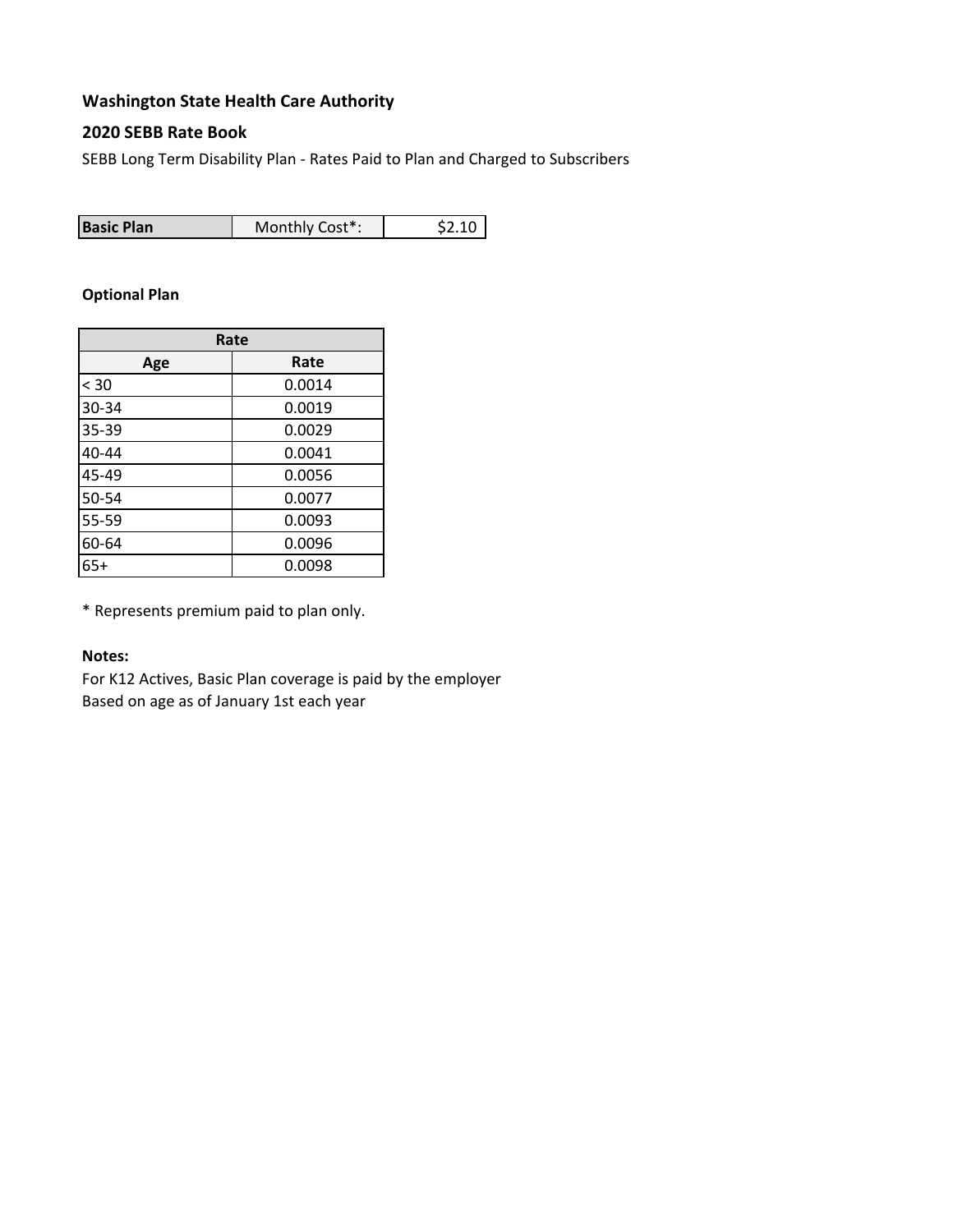**Washington State Health Care Authority**

**2020 SEBB Rate Book**

SEBB Long Term Disability Plan - Rates Paid to Plan and Charged to Subscribers

| **Basic Plan** | Monthly Cost*: | $2.10 |
|---|---|---|

**Optional Plan**

| Rate | |
|---|---|
| **Age** | **Rate** |
| < 30 | 0.0014 |
| 30-34 | 0.0019 |
| 35-39 | 0.0029 |
| 40-44 | 0.0041 |
| 45-49 | 0.0056 |
| 50-54 | 0.0077 |
| 55-59 | 0.0093 |
| 60-64 | 0.0096 |
| 65+ | 0.0098 |

* Represents premium paid to plan only.

**Notes:**

For K12 Actives, Basic Plan coverage is paid by the employer

Based on age as of January 1st each year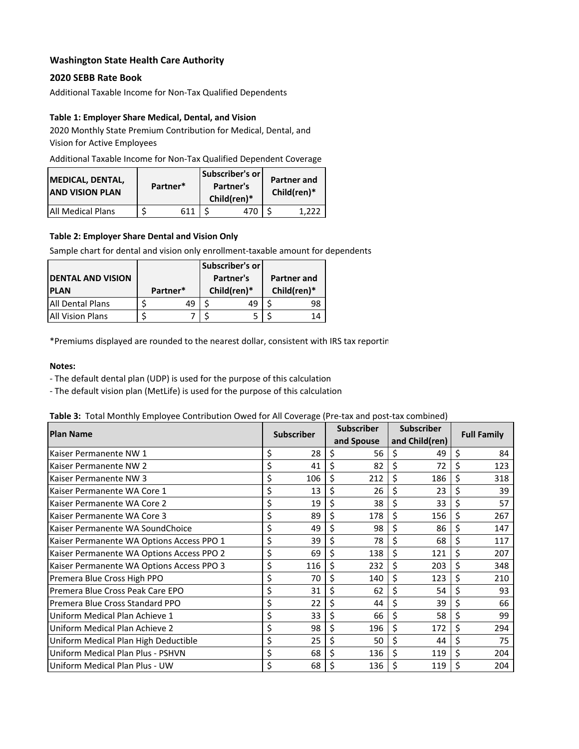**Washington State Health Care Authority**

**2020 SEBB Rate Book**

Additional Taxable Income for Non-Tax Qualified Dependents

**Table 1: Employer Share Medical, Dental, and Vision**

2020 Monthly State Premium Contribution for Medical, Dental, and Vision for Active Employees

Additional Taxable Income for Non-Tax Qualified Dependent Coverage

| MEDICAL, DENTAL, AND VISION PLAN | Partner* | Subscriber's or Partner's Child(ren)* | Partner and Child(ren)* |
|---|---|---|---|
| All Medical Plans | $ 611 | $ 470 | $ 1,222 |

**Table 2: Employer Share Dental and Vision Only**

Sample chart for dental and vision only enrollment-taxable amount for dependents

| DENTAL AND VISION PLAN | Partner* | Subscriber's or Partner's Child(ren)* | Partner and Child(ren)* |
|---|---|---|---|
| All Dental Plans | $ 49 | $ 49 | $ 98 |
| All Vision Plans | $ 7 | $ 5 | $ 14 |

*Premiums displayed are rounded to the nearest dollar, consistent with IRS tax reportin

**Notes:**

- The default dental plan (UDP) is used for the purpose of this calculation
- The default vision plan (MetLife) is used for the purpose of this calculation

**Table 3:** Total Monthly Employee Contribution Owed for All Coverage (Pre-tax and post-tax combined)

| Plan Name | Subscriber | Subscriber and Spouse | Subscriber and Child(ren) | Full Family |
|---|---|---|---|---|
| Kaiser Permanente NW 1 | $ 28 | $ 56 | $ 49 | $ 84 |
| Kaiser Permanente NW 2 | $ 41 | $ 82 | $ 72 | $ 123 |
| Kaiser Permanente NW 3 | $ 106 | $ 212 | $ 186 | $ 318 |
| Kaiser Permanente WA Core 1 | $ 13 | $ 26 | $ 23 | $ 39 |
| Kaiser Permanente WA Core 2 | $ 19 | $ 38 | $ 33 | $ 57 |
| Kaiser Permanente WA Core 3 | $ 89 | $ 178 | $ 156 | $ 267 |
| Kaiser Permanente WA SoundChoice | $ 49 | $ 98 | $ 86 | $ 147 |
| Kaiser Permanente WA Options Access PPO 1 | $ 39 | $ 78 | $ 68 | $ 117 |
| Kaiser Permanente WA Options Access PPO 2 | $ 69 | $ 138 | $ 121 | $ 207 |
| Kaiser Permanente WA Options Access PPO 3 | $ 116 | $ 232 | $ 203 | $ 348 |
| Premera Blue Cross High PPO | $ 70 | $ 140 | $ 123 | $ 210 |
| Premera Blue Cross Peak Care EPO | $ 31 | $ 62 | $ 54 | $ 93 |
| Premera Blue Cross Standard PPO | $ 22 | $ 44 | $ 39 | $ 66 |
| Uniform Medical Plan Achieve 1 | $ 33 | $ 66 | $ 58 | $ 99 |
| Uniform Medical Plan Achieve 2 | $ 98 | $ 196 | $ 172 | $ 294 |
| Uniform Medical Plan High Deductible | $ 25 | $ 50 | $ 44 | $ 75 |
| Uniform Medical Plan Plus - PSHVN | $ 68 | $ 136 | $ 119 | $ 204 |
| Uniform Medical Plan Plus - UW | $ 68 | $ 136 | $ 119 | $ 204 |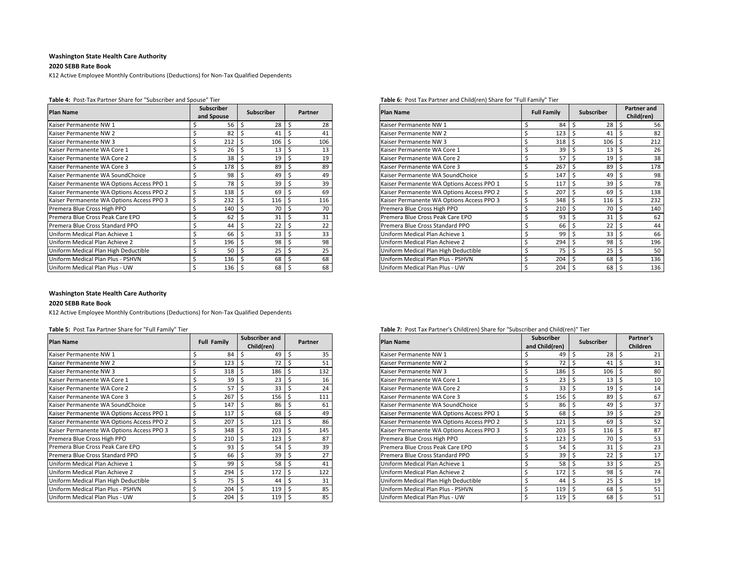**Washington State Health Care Authority**

**2020 SEBB Rate Book**

K12 Active Employee Monthly Contributions (Deductions) for Non-Tax Qualified Dependents

**Table 4:** Post-Tax Partner Share for "Subscriber and Spouse" Tier

| Plan Name | Subscriber and Spouse | Subscriber | Partner |
|---|---|---|---|
| Kaiser Permanente NW 1 | $ 56 | $ 28 | $ 28 |
| Kaiser Permanente NW 2 | $ 82 | $ 41 | $ 41 |
| Kaiser Permanente NW 3 | $ 212 | $ 106 | $ 106 |
| Kaiser Permanente WA Core 1 | $ 26 | $ 13 | $ 13 |
| Kaiser Permanente WA Core 2 | $ 38 | $ 19 | $ 19 |
| Kaiser Permanente WA Core 3 | $ 178 | $ 89 | $ 89 |
| Kaiser Permanente WA SoundChoice | $ 98 | $ 49 | $ 49 |
| Kaiser Permanente WA Options Access PPO 1 | $ 78 | $ 39 | $ 39 |
| Kaiser Permanente WA Options Access PPO 2 | $ 138 | $ 69 | $ 69 |
| Kaiser Permanente WA Options Access PPO 3 | $ 232 | $ 116 | $ 116 |
| Premera Blue Cross High PPO | $ 140 | $ 70 | $ 70 |
| Premera Blue Cross Peak Care EPO | $ 62 | $ 31 | $ 31 |
| Premera Blue Cross Standard PPO | $ 44 | $ 22 | $ 22 |
| Uniform Medical Plan Achieve 1 | $ 66 | $ 33 | $ 33 |
| Uniform Medical Plan Achieve 2 | $ 196 | $ 98 | $ 98 |
| Uniform Medical Plan High Deductible | $ 50 | $ 25 | $ 25 |
| Uniform Medical Plan Plus - PSHVN | $ 136 | $ 68 | $ 68 |
| Uniform Medical Plan Plus - UW | $ 136 | $ 68 | $ 68 |

**Table 6:** Post Tax Partner and Child(ren) Share for "Full Family" Tier

| Plan Name | Full Family | Subscriber | Partner and Child(ren) |
|---|---|---|---|
| Kaiser Permanente NW 1 | $ 84 | $ 28 | $ 56 |
| Kaiser Permanente NW 2 | $ 123 | $ 41 | $ 82 |
| Kaiser Permanente NW 3 | $ 318 | $ 106 | $ 212 |
| Kaiser Permanente WA Core 1 | $ 39 | $ 13 | $ 26 |
| Kaiser Permanente WA Core 2 | $ 57 | $ 19 | $ 38 |
| Kaiser Permanente WA Core 3 | $ 267 | $ 89 | $ 178 |
| Kaiser Permanente WA SoundChoice | $ 147 | $ 49 | $ 98 |
| Kaiser Permanente WA Options Access PPO 1 | $ 117 | $ 39 | $ 78 |
| Kaiser Permanente WA Options Access PPO 2 | $ 207 | $ 69 | $ 138 |
| Kaiser Permanente WA Options Access PPO 3 | $ 348 | $ 116 | $ 232 |
| Premera Blue Cross High PPO | $ 210 | $ 70 | $ 140 |
| Premera Blue Cross Peak Care EPO | $ 93 | $ 31 | $ 62 |
| Premera Blue Cross Standard PPO | $ 66 | $ 22 | $ 44 |
| Uniform Medical Plan Achieve 1 | $ 99 | $ 33 | $ 66 |
| Uniform Medical Plan Achieve 2 | $ 294 | $ 98 | $ 196 |
| Uniform Medical Plan High Deductible | $ 75 | $ 25 | $ 50 |
| Uniform Medical Plan Plus - PSHVN | $ 204 | $ 68 | $ 136 |
| Uniform Medical Plan Plus - UW | $ 204 | $ 68 | $ 136 |

**Washington State Health Care Authority**

**2020 SEBB Rate Book**

K12 Active Employee Monthly Contributions (Deductions) for Non-Tax Qualified Dependents

**Table 5:** Post Tax Partner Share for "Full Family" Tier

| Plan Name | Full Family | Subscriber and Child(ren) | Partner |
|---|---|---|---|
| Kaiser Permanente NW 1 | $ 84 | $ 49 | $ 35 |
| Kaiser Permanente NW 2 | $ 123 | $ 72 | $ 51 |
| Kaiser Permanente NW 3 | $ 318 | $ 186 | $ 132 |
| Kaiser Permanente WA Core 1 | $ 39 | $ 23 | $ 16 |
| Kaiser Permanente WA Core 2 | $ 57 | $ 33 | $ 24 |
| Kaiser Permanente WA Core 3 | $ 267 | $ 156 | $ 111 |
| Kaiser Permanente WA SoundChoice | $ 147 | $ 86 | $ 61 |
| Kaiser Permanente WA Options Access PPO 1 | $ 117 | $ 68 | $ 49 |
| Kaiser Permanente WA Options Access PPO 2 | $ 207 | $ 121 | $ 86 |
| Kaiser Permanente WA Options Access PPO 3 | $ 348 | $ 203 | $ 145 |
| Premera Blue Cross High PPO | $ 210 | $ 123 | $ 87 |
| Premera Blue Cross Peak Care EPO | $ 93 | $ 54 | $ 39 |
| Premera Blue Cross Standard PPO | $ 66 | $ 39 | $ 27 |
| Uniform Medical Plan Achieve 1 | $ 99 | $ 58 | $ 41 |
| Uniform Medical Plan Achieve 2 | $ 294 | $ 172 | $ 122 |
| Uniform Medical Plan High Deductible | $ 75 | $ 44 | $ 31 |
| Uniform Medical Plan Plus - PSHVN | $ 204 | $ 119 | $ 85 |
| Uniform Medical Plan Plus - UW | $ 204 | $ 119 | $ 85 |

**Table 7:** Post Tax Partner's Child(ren) Share for "Subscriber and Child(ren)" Tier

| Plan Name | Subscriber and Child(ren) | Subscriber | Partner's Children |
|---|---|---|---|
| Kaiser Permanente NW 1 | $ 49 | $ 28 | $ 21 |
| Kaiser Permanente NW 2 | $ 72 | $ 41 | $ 31 |
| Kaiser Permanente NW 3 | $ 186 | $ 106 | $ 80 |
| Kaiser Permanente WA Core 1 | $ 23 | $ 13 | $ 10 |
| Kaiser Permanente WA Core 2 | $ 33 | $ 19 | $ 14 |
| Kaiser Permanente WA Core 3 | $ 156 | $ 89 | $ 67 |
| Kaiser Permanente WA SoundChoice | $ 86 | $ 49 | $ 37 |
| Kaiser Permanente WA Options Access PPO 1 | $ 68 | $ 39 | $ 29 |
| Kaiser Permanente WA Options Access PPO 2 | $ 121 | $ 69 | $ 52 |
| Kaiser Permanente WA Options Access PPO 3 | $ 203 | $ 116 | $ 87 |
| Premera Blue Cross High PPO | $ 123 | $ 70 | $ 53 |
| Premera Blue Cross Peak Care EPO | $ 54 | $ 31 | $ 23 |
| Premera Blue Cross Standard PPO | $ 39 | $ 22 | $ 17 |
| Uniform Medical Plan Achieve 1 | $ 58 | $ 33 | $ 25 |
| Uniform Medical Plan Achieve 2 | $ 172 | $ 98 | $ 74 |
| Uniform Medical Plan High Deductible | $ 44 | $ 25 | $ 19 |
| Uniform Medical Plan Plus - PSHVN | $ 119 | $ 68 | $ 51 |
| Uniform Medical Plan Plus - UW | $ 119 | $ 68 | $ 51 |